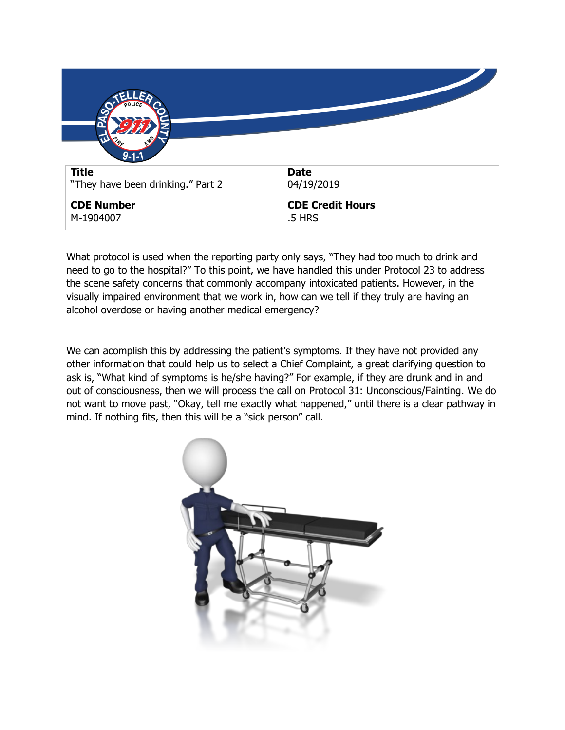| Title | Date |
| --- | --- |
| "They have been drinking." Part 2 | 04/19/2019 |
| **CDE Number** | **CDE Credit Hours** |
| M-1904007 | .5 HRS |

What protocol is used when the reporting party only says, "They had too much to drink and need to go to the hospital?" To this point, we have handled this under Protocol 23 to address the scene safety concerns that commonly accompany intoxicated patients. However, in the visually impaired environment that we work in, how can we tell if they truly are having an alcohol overdose or having another medical emergency?

We can acomplish this by addressing the patient's symptoms. If they have not provided any other information that could help us to select a Chief Complaint, a great clarifying question to ask is, "What kind of symptoms is he/she having?" For example, if they are drunk and in and out of consciousness, then we will process the call on Protocol 31: Unconscious/Fainting. We do not want to move past, "Okay, tell me exactly what happened," until there is a clear pathway in mind. If nothing fits, then this will be a "sick person" call.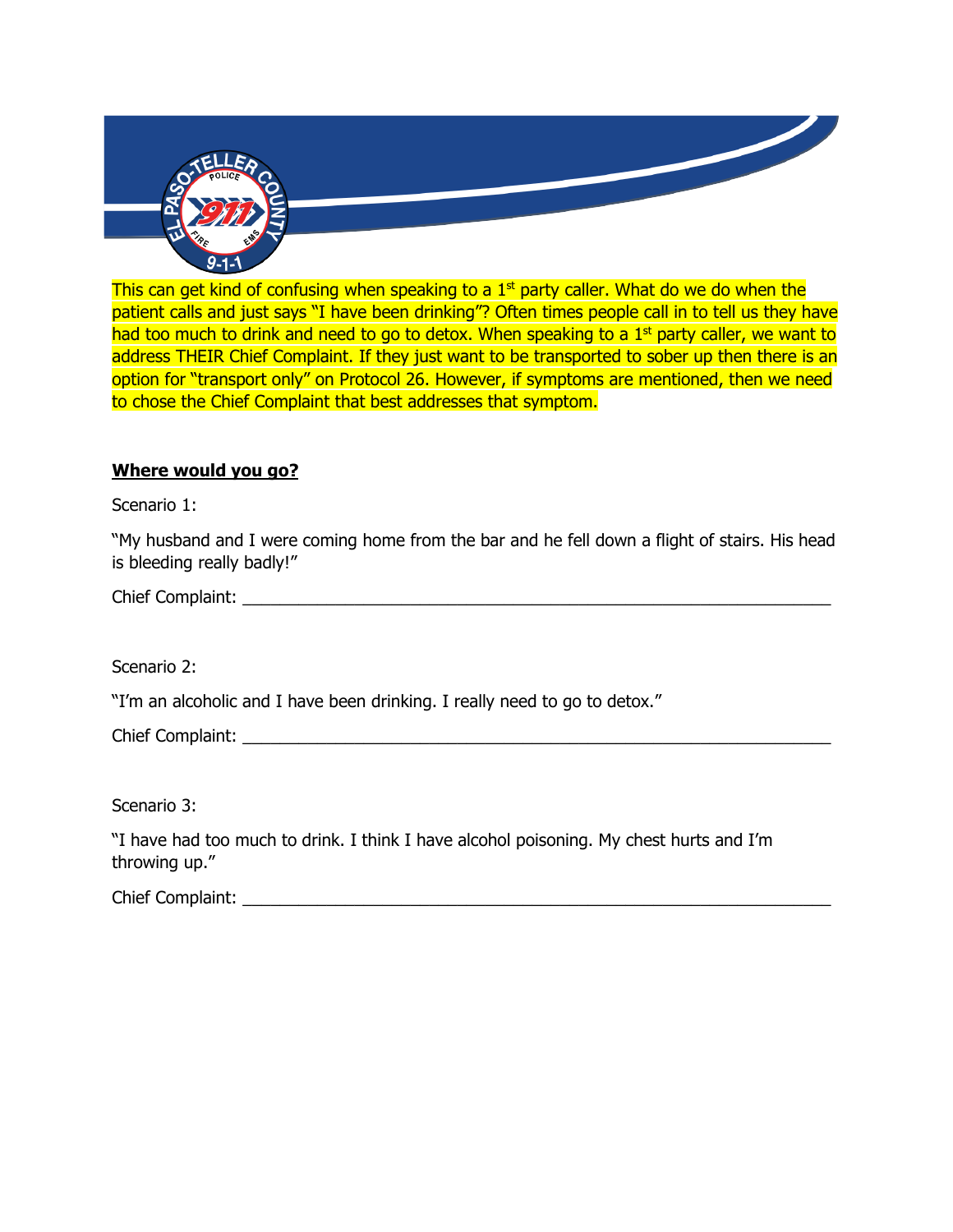This can get kind of confusing when speaking to a 1st party caller. What do we do when the patient calls and just says "I have been drinking"? Often times people call in to tell us they have had too much to drink and need to go to detox. When speaking to a 1st party caller, we want to address THEIR Chief Complaint. If they just want to be transported to sober up then there is an option for "transport only" on Protocol 26. However, if symptoms are mentioned, then we need to chose the Chief Complaint that best addresses that symptom.

**Where would you go?**

Scenario 1:

"My husband and I were coming home from the bar and he fell down a flight of stairs. His head is bleeding really badly!"

Chief Complaint: ___________________________________________________________

Scenario 2:

"I'm an alcoholic and I have been drinking. I really need to go to detox."

Chief Complaint: ___________________________________________________________

Scenario 3:

"I have had too much to drink. I think I have alcohol poisoning. My chest hurts and I'm throwing up."

Chief Complaint: ___________________________________________________________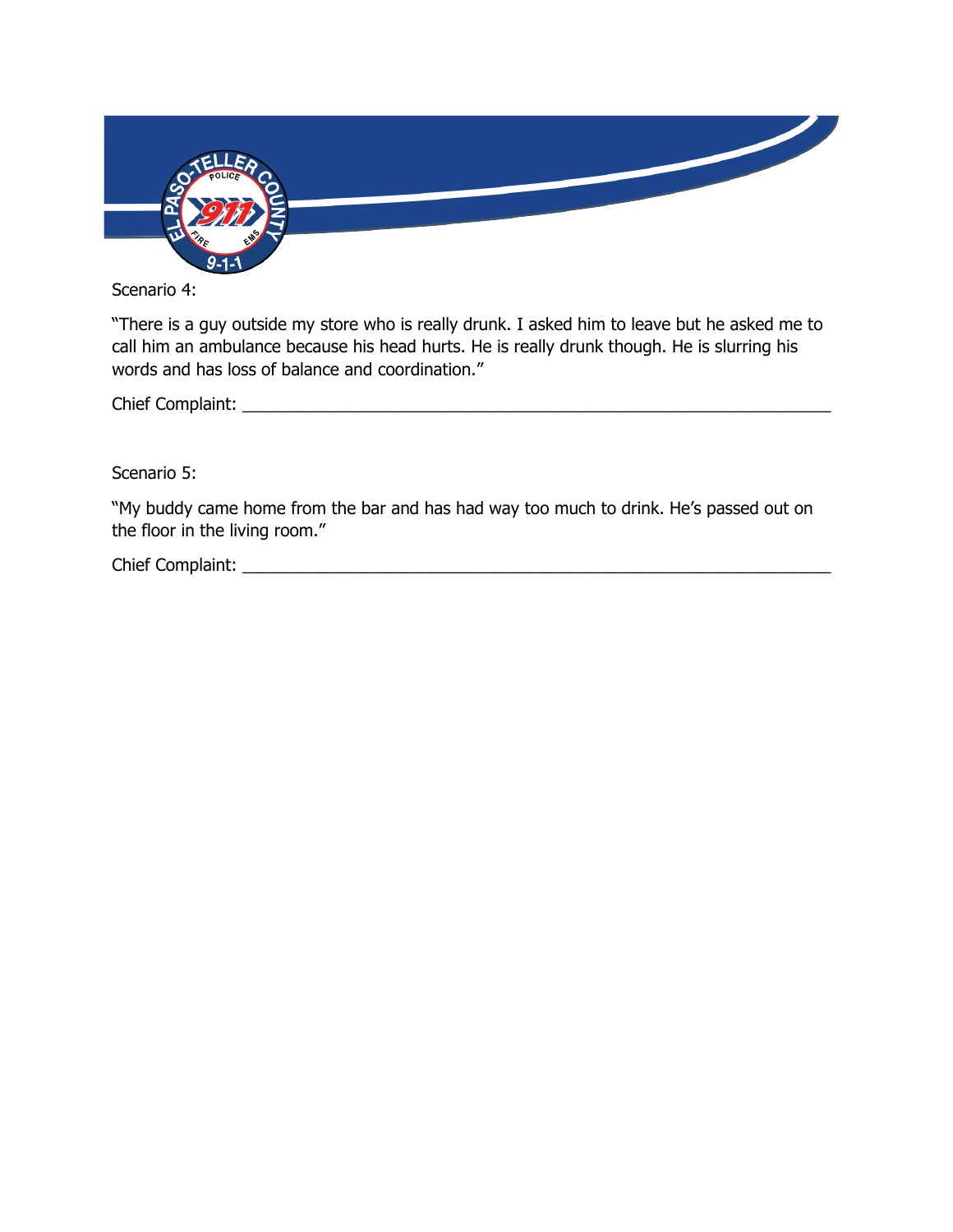Scenario 4:

“There is a guy outside my store who is really drunk. I asked him to leave but he asked me to call him an ambulance because his head hurts. He is really drunk though. He is slurring his words and has loss of balance and coordination.”

Chief Complaint: ___________________________________________________________

Scenario 5:

“My buddy came home from the bar and has had way too much to drink. He’s passed out on the floor in the living room.”

Chief Complaint: ___________________________________________________________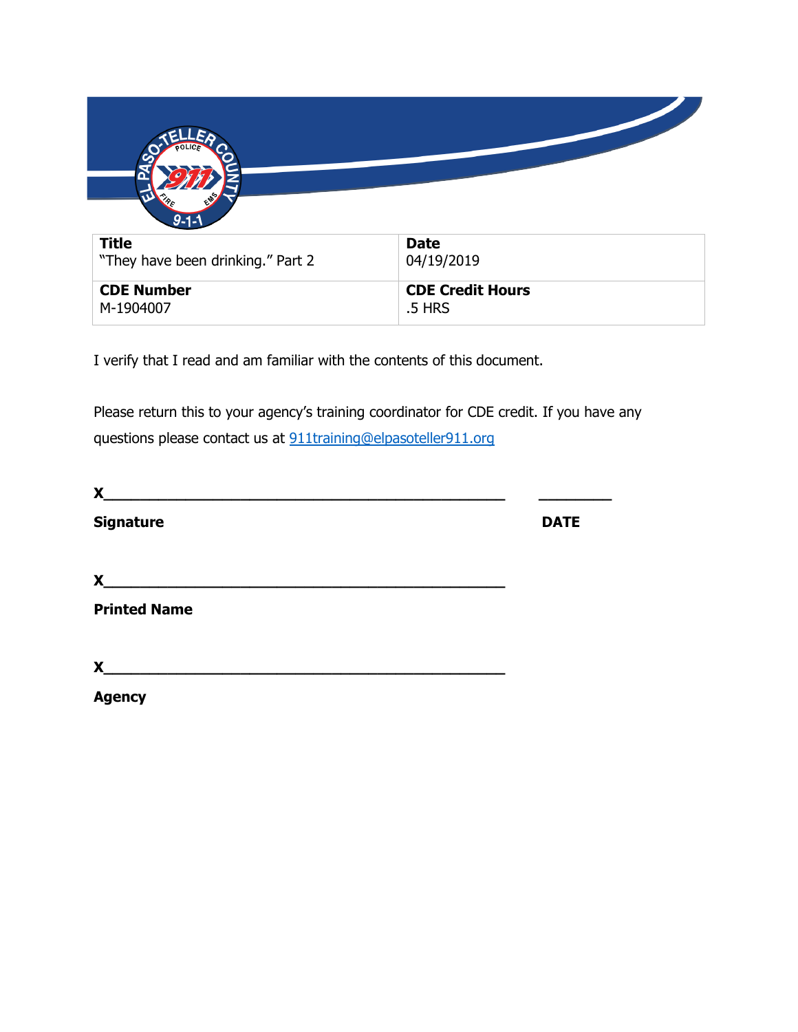| **Title**<br>"They have been drinking." Part 2 | **Date**<br>04/19/2019 |
| --- | --- |
| **CDE Number**<br>M-1904007 | **CDE Credit Hours**<br>.5 HRS |

I verify that I read and am familiar with the contents of this document.

Please return this to your agency's training coordinator for CDE credit. If you have any questions please contact us at 911training@elpasoteller911.org

X_______________________________________________ ________

**Signature** **DATE**

X_______________________________________________

**Printed Name**

X_______________________________________________

**Agency**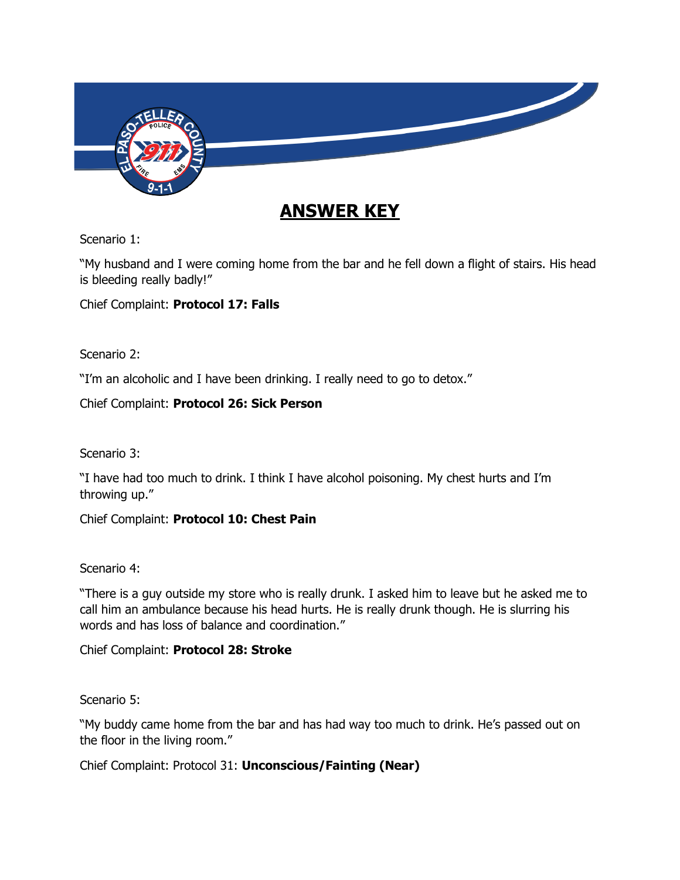# ANSWER KEY

Scenario 1:

"My husband and I were coming home from the bar and he fell down a flight of stairs. His head is bleeding really badly!"

Chief Complaint: **Protocol 17: Falls**

Scenario 2:

"I'm an alcoholic and I have been drinking. I really need to go to detox."

Chief Complaint: **Protocol 26: Sick Person**

Scenario 3:

"I have had too much to drink. I think I have alcohol poisoning. My chest hurts and I'm throwing up."

Chief Complaint: **Protocol 10: Chest Pain**

Scenario 4:

"There is a guy outside my store who is really drunk. I asked him to leave but he asked me to call him an ambulance because his head hurts. He is really drunk though. He is slurring his words and has loss of balance and coordination."

Chief Complaint: **Protocol 28: Stroke**

Scenario 5:

"My buddy came home from the bar and has had way too much to drink. He's passed out on the floor in the living room."

Chief Complaint: Protocol 31: **Unconscious/Fainting (Near)**